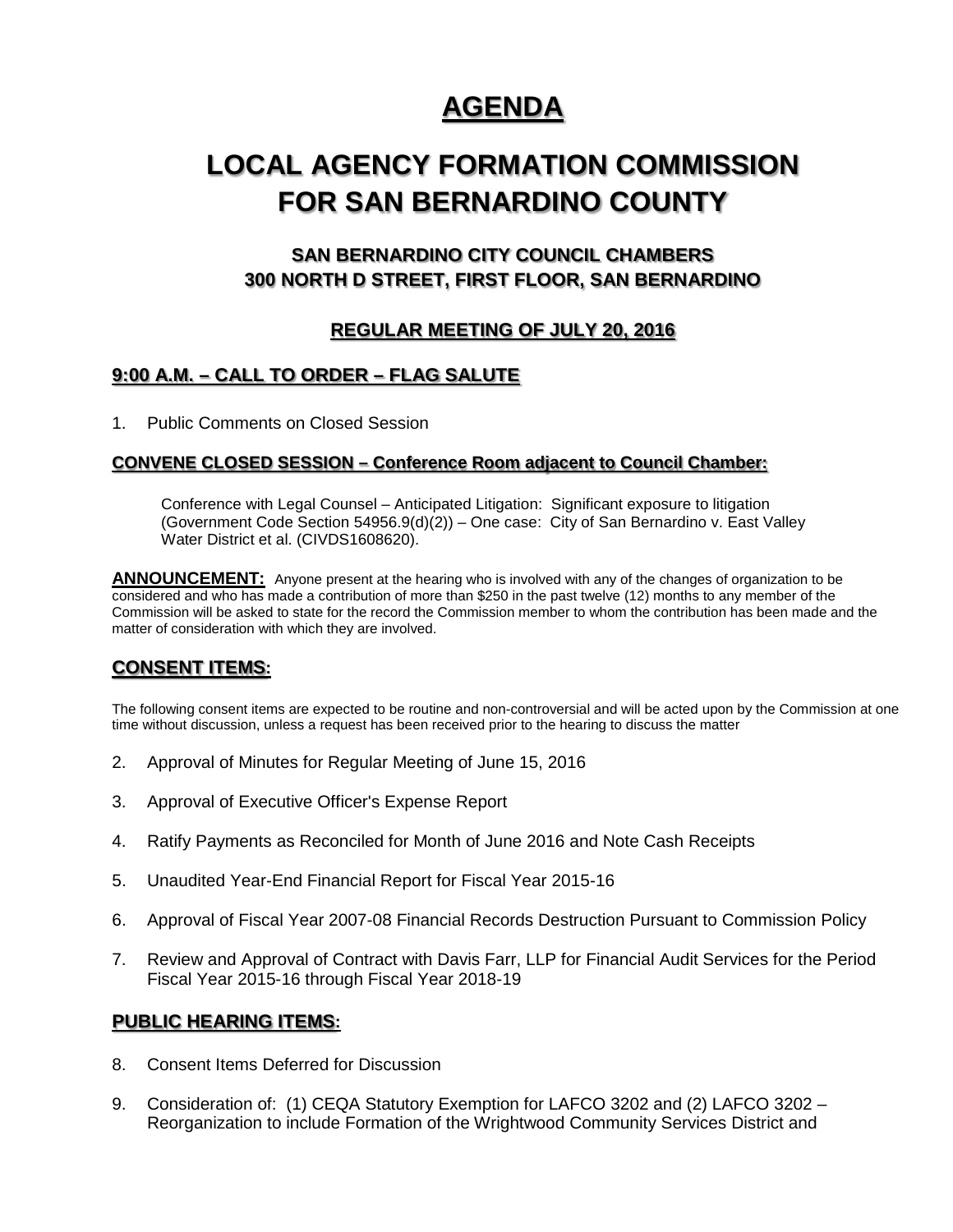# AGENDA

# LOCAL AGENCY FORMATION COMMISSION FOR SAN BERNARDINO COUNTY

### SAN BERNARDINO CITY COUNCIL CHAMBERS
### 300 NORTH D STREET, FIRST FLOOR, SAN BERNARDINO

### REGULAR MEETING OF JULY 20, 2016

## 9:00 A.M. – CALL TO ORDER – FLAG SALUTE

1. Public Comments on Closed Session

**CONVENE CLOSED SESSION – Conference Room adjacent to Council Chamber:**

Conference with Legal Counsel – Anticipated Litigation: Significant exposure to litigation (Government Code Section 54956.9(d)(2)) – One case: City of San Bernardino v. East Valley Water District et al. (CIVDS1608620).

**ANNOUNCEMENT:** Anyone present at the hearing who is involved with any of the changes of organization to be considered and who has made a contribution of more than $250 in the past twelve (12) months to any member of the Commission will be asked to state for the record the Commission member to whom the contribution has been made and the matter of consideration with which they are involved.

## CONSENT ITEMS:

The following consent items are expected to be routine and non-controversial and will be acted upon by the Commission at one time without discussion, unless a request has been received prior to the hearing to discuss the matter

2. Approval of Minutes for Regular Meeting of June 15, 2016
3. Approval of Executive Officer's Expense Report
4. Ratify Payments as Reconciled for Month of June 2016 and Note Cash Receipts
5. Unaudited Year-End Financial Report for Fiscal Year 2015-16
6. Approval of Fiscal Year 2007-08 Financial Records Destruction Pursuant to Commission Policy
7. Review and Approval of Contract with Davis Farr, LLP for Financial Audit Services for the Period Fiscal Year 2015-16 through Fiscal Year 2018-19

## PUBLIC HEARING ITEMS:

8. Consent Items Deferred for Discussion
9. Consideration of: (1) CEQA Statutory Exemption for LAFCO 3202 and (2) LAFCO 3202 – Reorganization to include Formation of the Wrightwood Community Services District and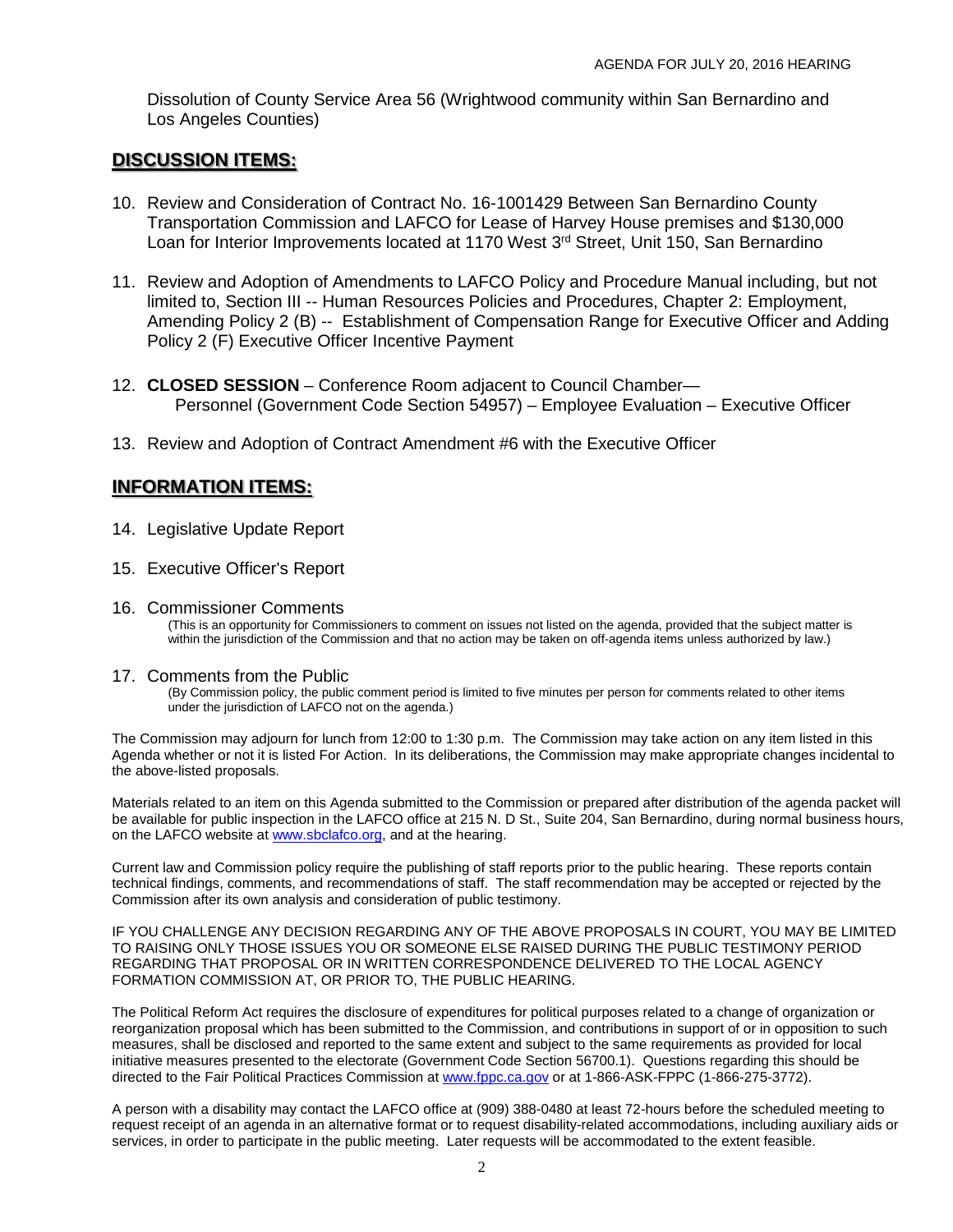Dissolution of County Service Area 56 (Wrightwood community within San Bernardino and Los Angeles Counties)

## **DISCUSSION ITEMS:**

10. Review and Consideration of Contract No. 16-1001429 Between San Bernardino County Transportation Commission and LAFCO for Lease of Harvey House premises and $130,000 Loan for Interior Improvements located at 1170 West 3rd Street, Unit 150, San Bernardino

11. Review and Adoption of Amendments to LAFCO Policy and Procedure Manual including, but not limited to, Section III -- Human Resources Policies and Procedures, Chapter 2: Employment, Amending Policy 2 (B) -- Establishment of Compensation Range for Executive Officer and Adding Policy 2 (F) Executive Officer Incentive Payment

12. **CLOSED SESSION** – Conference Room adjacent to Council Chamber— Personnel (Government Code Section 54957) – Employee Evaluation – Executive Officer

13. Review and Adoption of Contract Amendment #6 with the Executive Officer

## **INFORMATION ITEMS:**

14. Legislative Update Report

15. Executive Officer's Report

16. Commissioner Comments
    (This is an opportunity for Commissioners to comment on issues not listed on the agenda, provided that the subject matter is within the jurisdiction of the Commission and that no action may be taken on off-agenda items unless authorized by law.)

17. Comments from the Public
    (By Commission policy, the public comment period is limited to five minutes per person for comments related to other items under the jurisdiction of LAFCO not on the agenda.)

The Commission may adjourn for lunch from 12:00 to 1:30 p.m. The Commission may take action on any item listed in this Agenda whether or not it is listed For Action. In its deliberations, the Commission may make appropriate changes incidental to the above-listed proposals.

Materials related to an item on this Agenda submitted to the Commission or prepared after distribution of the agenda packet will be available for public inspection in the LAFCO office at 215 N. D St., Suite 204, San Bernardino, during normal business hours, on the LAFCO website at www.sbclafco.org, and at the hearing.

Current law and Commission policy require the publishing of staff reports prior to the public hearing. These reports contain technical findings, comments, and recommendations of staff. The staff recommendation may be accepted or rejected by the Commission after its own analysis and consideration of public testimony.

IF YOU CHALLENGE ANY DECISION REGARDING ANY OF THE ABOVE PROPOSALS IN COURT, YOU MAY BE LIMITED TO RAISING ONLY THOSE ISSUES YOU OR SOMEONE ELSE RAISED DURING THE PUBLIC TESTIMONY PERIOD REGARDING THAT PROPOSAL OR IN WRITTEN CORRESPONDENCE DELIVERED TO THE LOCAL AGENCY FORMATION COMMISSION AT, OR PRIOR TO, THE PUBLIC HEARING.

The Political Reform Act requires the disclosure of expenditures for political purposes related to a change of organization or reorganization proposal which has been submitted to the Commission, and contributions in support of or in opposition to such measures, shall be disclosed and reported to the same extent and subject to the same requirements as provided for local initiative measures presented to the electorate (Government Code Section 56700.1). Questions regarding this should be directed to the Fair Political Practices Commission at www.fppc.ca.gov or at 1-866-ASK-FPPC (1-866-275-3772).

A person with a disability may contact the LAFCO office at (909) 388-0480 at least 72-hours before the scheduled meeting to request receipt of an agenda in an alternative format or to request disability-related accommodations, including auxiliary aids or services, in order to participate in the public meeting. Later requests will be accommodated to the extent feasible.